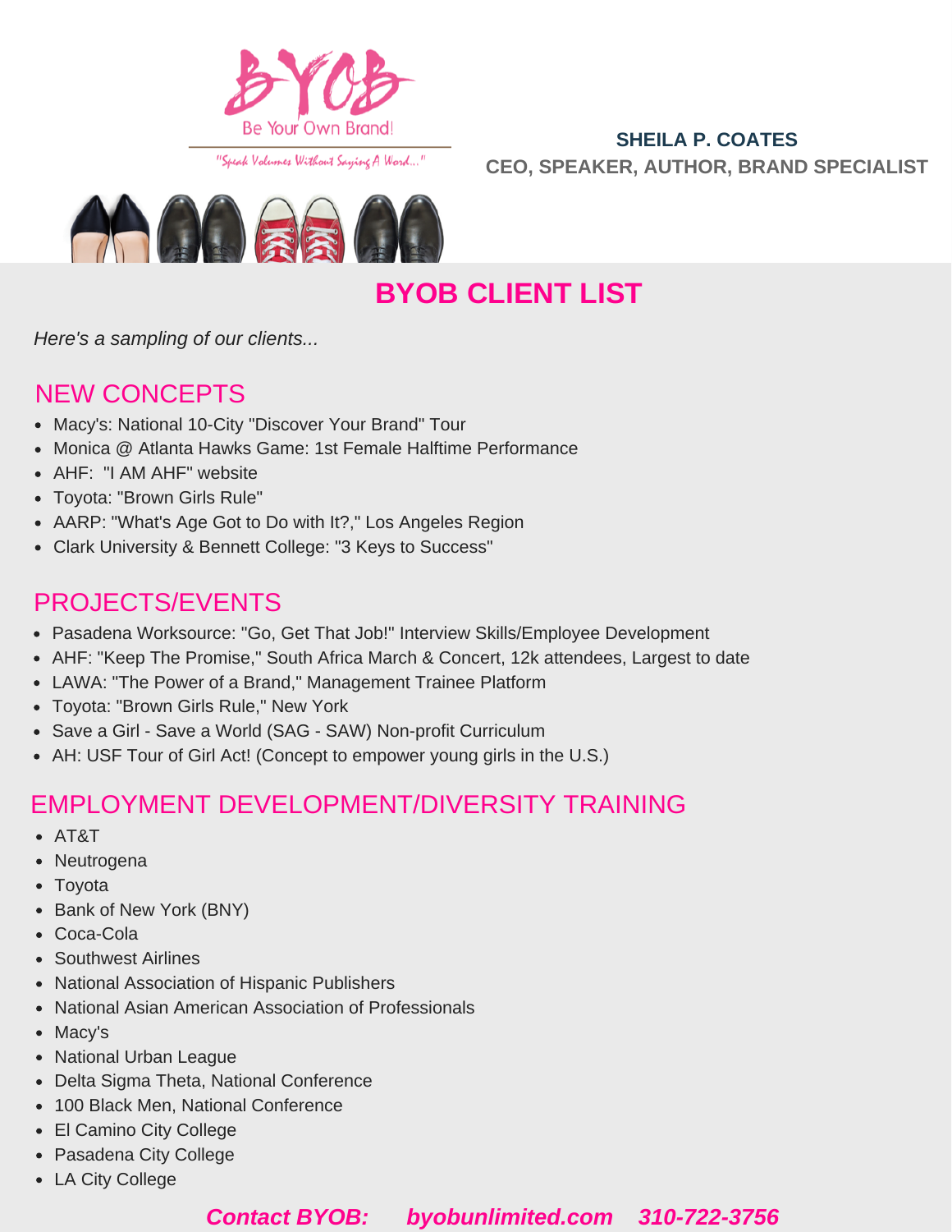BYOB

Be Your Own Brand!

"Speak Volumes Without Saying A Word..."

**SHEILA P. COATES**

**CEO, SPEAKER, AUTHOR, BRAND SPECIALIST**

# BYOB CLIENT LIST

*Here's a sampling of our clients...*

## NEW CONCEPTS

- Macy's: National 10-City "Discover Your Brand" Tour
- Monica @ Atlanta Hawks Game: 1st Female Halftime Performance
- AHF: "I AM AHF" website
- Toyota: "Brown Girls Rule"
- AARP: "What's Age Got to Do with It?," Los Angeles Region
- Clark University & Bennett College: "3 Keys to Success"

## PROJECTS/EVENTS

- Pasadena Worksource: "Go, Get That Job!" Interview Skills/Employee Development
- AHF: "Keep The Promise," South Africa March & Concert, 12k attendees, Largest to date
- LAWA: "The Power of a Brand," Management Trainee Platform
- Toyota: "Brown Girls Rule," New York
- Save a Girl - Save a World (SAG - SAW) Non-profit Curriculum
- AH: USF Tour of Girl Act! (Concept to empower young girls in the U.S.)

## EMPLOYMENT DEVELOPMENT/DIVERSITY TRAINING

- AT&T
- Neutrogena
- Toyota
- Bank of New York (BNY)
- Coca-Cola
- Southwest Airlines
- National Association of Hispanic Publishers
- National Asian American Association of Professionals
- Macy's
- National Urban League
- Delta Sigma Theta, National Conference
- 100 Black Men, National Conference
- El Camino City College
- Pasadena City College
- LA City College

***Contact BYOB: byobunlimited.com 310-722-3756***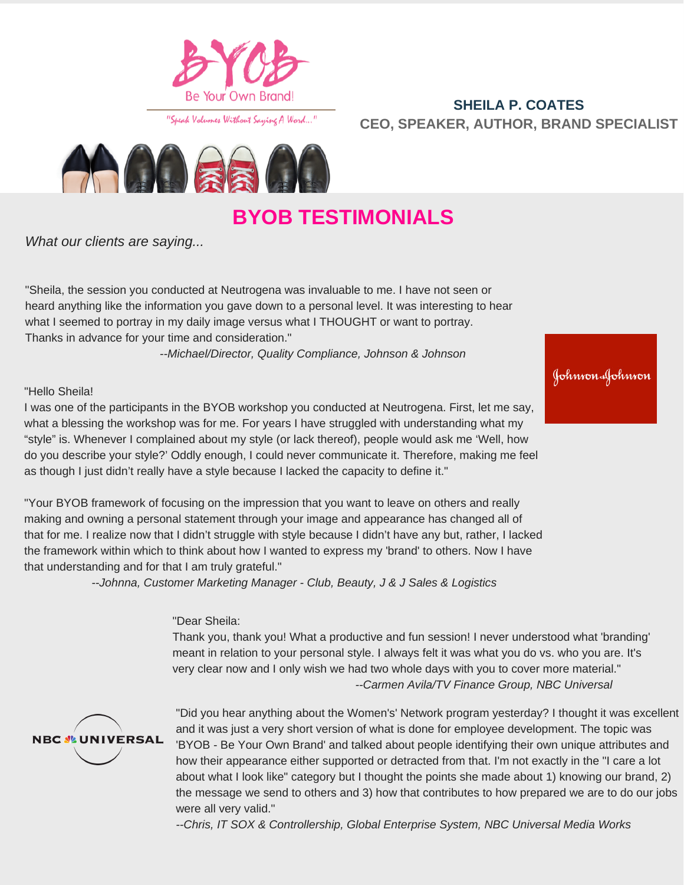BYOB

Be Your Own Brand!

"Speak Volumes Without Saying A Word..."

**SHEILA P. COATES**
**CEO, SPEAKER, AUTHOR, BRAND SPECIALIST**

# BYOB TESTIMONIALS

*What our clients are saying...*

"Sheila, the session you conducted at Neutrogena was invaluable to me. I have not seen or heard anything like the information you gave down to a personal level. It was interesting to hear what I seemed to portray in my daily image versus what I THOUGHT or want to portray. Thanks in advance for your time and consideration."

*--Michael/Director, Quality Compliance, Johnson & Johnson*

Johnson & Johnson

"Hello Sheila!
I was one of the participants in the BYOB workshop you conducted at Neutrogena. First, let me say, what a blessing the workshop was for me. For years I have struggled with understanding what my "style" is. Whenever I complained about my style (or lack thereof), people would ask me 'Well, how do you describe your style?' Oddly enough, I could never communicate it. Therefore, making me feel as though I just didn't really have a style because I lacked the capacity to define it."

"Your BYOB framework of focusing on the impression that you want to leave on others and really making and owning a personal statement through your image and appearance has changed all of that for me. I realize now that I didn't struggle with style because I didn't have any but, rather, I lacked the framework within which to think about how I wanted to express my 'brand' to others. Now I have that understanding and for that I am truly grateful."

*--Johnna, Customer Marketing Manager - Club, Beauty, J & J Sales & Logistics*

"Dear Sheila:
Thank you, thank you! What a productive and fun session! I never understood what 'branding' meant in relation to your personal style. I always felt it was what you do vs. who you are. It's very clear now and I only wish we had two whole days with you to cover more material."

*--Carmen Avila/TV Finance Group, NBC Universal*

NBC UNIVERSAL

"Did you hear anything about the Women's' Network program yesterday? I thought it was excellent and it was just a very short version of what is done for employee development. The topic was 'BYOB - Be Your Own Brand' and talked about people identifying their own unique attributes and how their appearance either supported or detracted from that. I'm not exactly in the "I care a lot about what I look like" category but I thought the points she made about 1) knowing our brand, 2) the message we send to others and 3) how that contributes to how prepared we are to do our jobs were all very valid."

*--Chris, IT SOX & Controllership, Global Enterprise System, NBC Universal Media Works*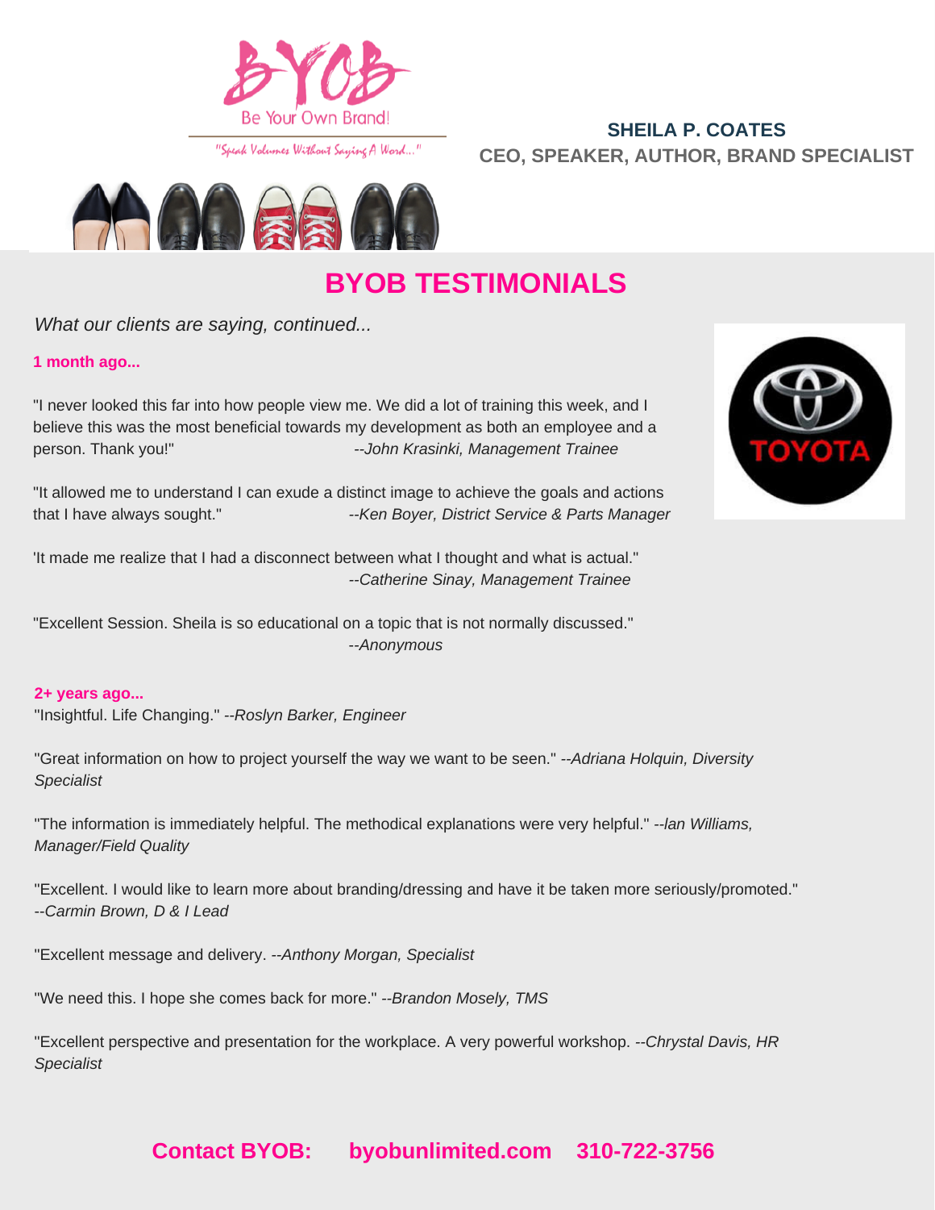BYOB

Be Your Own Brand!

"Speak Volumes Without Saying A Word..."

**SHEILA P. COATES**
**CEO, SPEAKER, AUTHOR, BRAND SPECIALIST**

# BYOB TESTIMONIALS

*What our clients are saying, continued...*

TOYOTA

**1 month ago...**

"I never looked this far into how people view me. We did a lot of training this week, and I believe this was the most beneficial towards my development as both an employee and a person. Thank you!" *--John Krasinki, Management Trainee*

"It allowed me to understand I can exude a distinct image to achieve the goals and actions that I have always sought." *--Ken Boyer, District Service & Parts Manager*

'It made me realize that I had a disconnect between what I thought and what is actual." *--Catherine Sinay, Management Trainee*

"Excellent Session. Sheila is so educational on a topic that is not normally discussed." *--Anonymous*

**2+ years ago...**

"Insightful. Life Changing." *--Roslyn Barker, Engineer*

"Great information on how to project yourself the way we want to be seen." *--Adriana Holquin, Diversity Specialist*

"The information is immediately helpful. The methodical explanations were very helpful." *--Ian Williams, Manager/Field Quality*

"Excellent. I would like to learn more about branding/dressing and have it be taken more seriously/promoted." *--Carmin Brown, D & I Lead*

"Excellent message and delivery. *--Anthony Morgan, Specialist*

"We need this. I hope she comes back for more." *--Brandon Mosely, TMS*

"Excellent perspective and presentation for the workplace. A very powerful workshop. *--Chrystal Davis, HR Specialist*

**Contact BYOB: byobunlimited.com 310-722-3756**